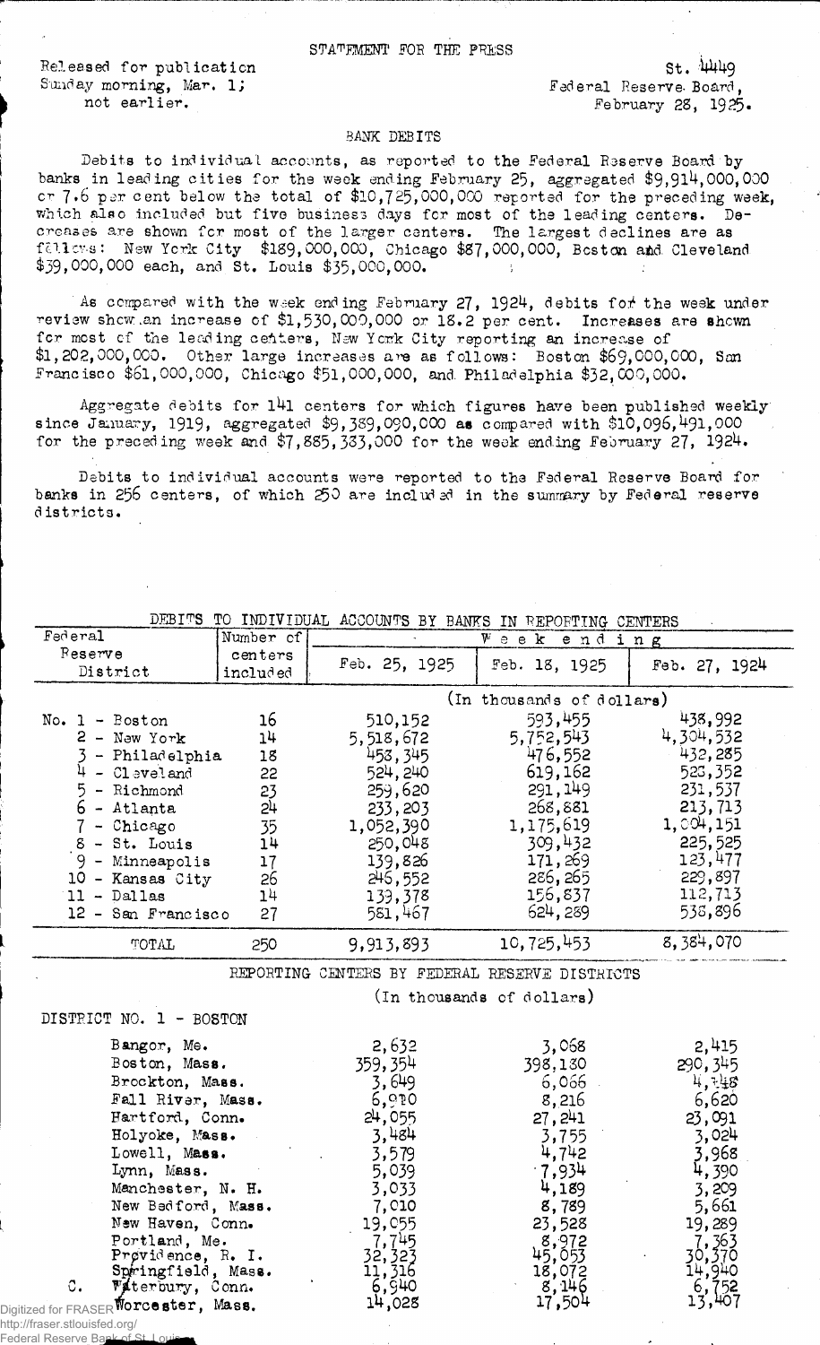STATEMENT FOR THE PRESS

Released for publication
Sunday morning, Mar. 1;
not earlier.

St. 4449
Federal Reserve Board,
February 28, 1925.

## BANK DEBITS

Debits to individual accounts, as reported to the Federal Reserve Board by banks in leading cities for the week ending February 25, aggregated $9,914,000,000 or 7.6 per cent below the total of $10,725,000,000 reported for the preceding week, which also included but five business days for most of the leading centers. Decreases are shown for most of the larger centers. The largest declines are as follows: New York City $189,000,000, Chicago $87,000,000, Boston and Cleveland $39,000,000 each, and St. Louis $35,000,000.

As compared with the week ending February 27, 1924, debits for the week under review show an increase of $1,530,000,000 or 18.2 per cent. Increases are shown for most of the leading centers, New York City reporting an increase of $1,202,000,000. Other large increases are as follows: Boston $69,000,000, San Francisco $61,000,000, Chicago $51,000,000, and Philadelphia $32,000,000.

Aggregate debits for 141 centers for which figures have been published weekly since January, 1919, aggregated $9,389,090,000 as compared with $10,096,491,000 for the preceding week and $7,885,383,000 for the week ending February 27, 1924.

Debits to individual accounts were reported to the Federal Reserve Board for banks in 256 centers, of which 250 are included in the summary by Federal reserve districts.

DEBITS TO INDIVIDUAL ACCOUNTS BY BANKS IN REPORTING CENTERS

| Federal Reserve District | Number of centers included | Week ending Feb. 25, 1925 | Feb. 18, 1925 | Feb. 27, 1924 |
|---|---|---|---|---|
| | | (In thousands of dollars) | | |
| No. 1 - Boston | 16 | 510,152 | 593,455 | 438,992 |
| 2 - New York | 14 | 5,518,672 | 5,752,543 | 4,304,532 |
| 3 - Philadelphia | 18 | 458,345 | 476,552 | 432,285 |
| 4 - Cleveland | 22 | 524,240 | 619,162 | 523,352 |
| 5 - Richmond | 23 | 259,620 | 291,149 | 231,537 |
| 6 - Atlanta | 24 | 233,203 | 268,881 | 213,713 |
| 7 - Chicago | 35 | 1,052,390 | 1,175,619 | 1,004,151 |
| 8 - St. Louis | 14 | 250,048 | 309,432 | 225,525 |
| 9 - Minneapolis | 17 | 139,826 | 171,269 | 123,477 |
| 10 - Kansas City | 26 | 246,552 | 286,265 | 229,897 |
| 11 - Dallas | 14 | 139,378 | 156,837 | 112,713 |
| 12 - San Francisco | 27 | 581,467 | 624,289 | 538,896 |
| TOTAL | 250 | 9,913,893 | 10,725,453 | 8,384,070 |

REPORTING CENTERS BY FEDERAL RESERVE DISTRICTS

(In thousands of dollars)

DISTRICT NO. 1 - BOSTON

| | Feb. 25, 1925 | Feb. 18, 1925 | Feb. 27, 1924 |
|---|---|---|---|
| Bangor, Me. | 2,632 | 3,068 | 2,415 |
| Boston, Mass. | 359,354 | 398,180 | 290,345 |
| Brockton, Mass. | 3,649 | 6,066 | 4,348 |
| Fall River, Mass. | 6,920 | 8,216 | 6,620 |
| Hartford, Conn. | 24,055 | 27,241 | 23,091 |
| Holyoke, Mass. | 3,484 | 3,755 | 3,024 |
| Lowell, Mass. | 3,579 | 4,742 | 3,968 |
| Lynn, Mass. | 5,039 | 7,934 | 4,390 |
| Manchester, N. H. | 3,033 | 4,189 | 3,209 |
| New Bedford, Mass. | 7,010 | 8,789 | 5,661 |
| New Haven, Conn. | 19,055 | 23,528 | 19,289 |
| Portland, Me. | 7,745 | 8,972 | 7,363 |
| Providence, R. I. | 32,323 | 45,053 | 30,370 |
| Springfield, Mass. | 11,316 | 18,072 | 14,940 |
| Waterbury, Conn. | 6,940 | 8,146 | 6,752 |
| Worcester, Mass. | 14,028 | 17,504 | 13,407 |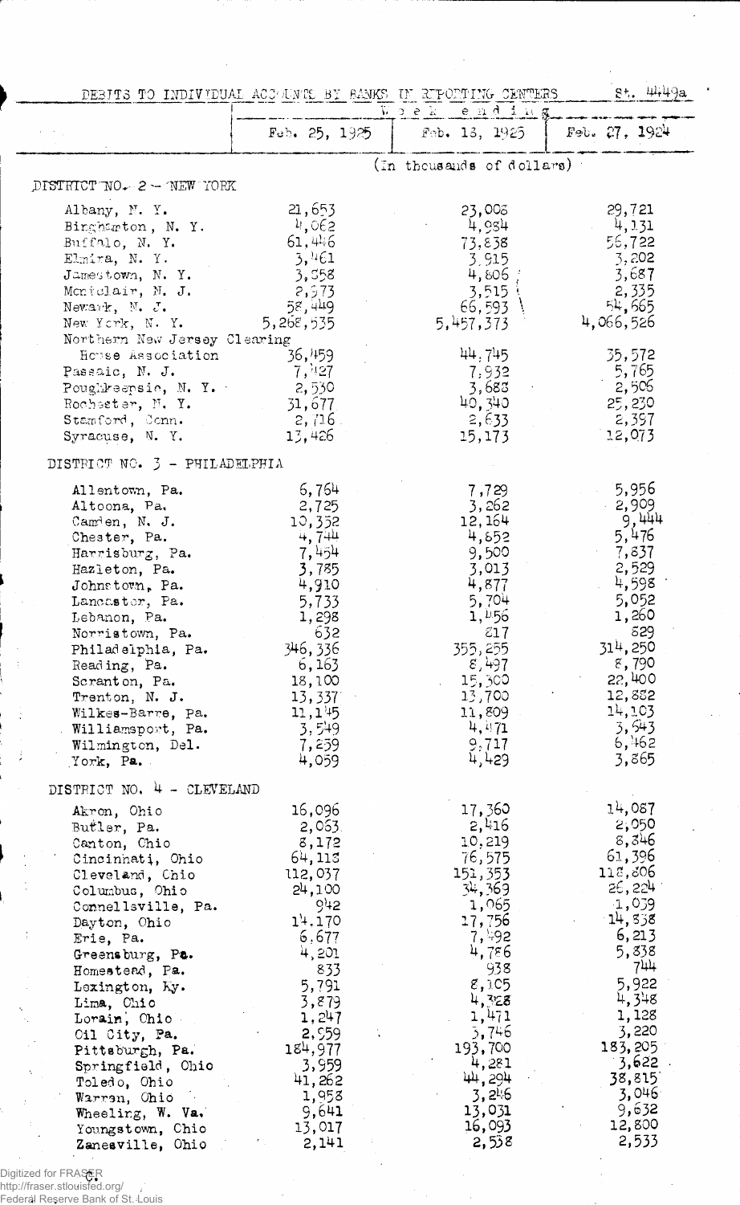DEBITS TO INDIVIDUAL ACCOUNTS BY BANKS IN REPORTING CENTERS

St. 4449a

| | Week ending | | |
|---|---|---|---|
| | Feb. 25, 1925 | Feb. 18, 1925 | Feb. 27, 1924 |
| | (In thousands of dollars) | | |
| **DISTRICT NO. 2 - NEW YORK** | | | |
| Albany, N. Y. | 21,653 | 23,008 | 29,721 |
| Binghamton, N. Y. | 4,062 | 4,984 | 4,131 |
| Buffalo, N. Y. | 61,446 | 73,838 | 56,722 |
| Elmira, N. Y. | 3,461 | 3,915 | 3,202 |
| Jamestown, N. Y. | 3,558 | 4,806 | 3,687 |
| Montclair, N. J. | 2,973 | 3,515 | 2,335 |
| Newark, N. J. | 58,449 | 66,593 | 54,665 |
| New York, N. Y. | 5,268,535 | 5,457,373 | 4,066,526 |
| Northern New Jersey Clearing House Association | 36,459 | 44,745 | 35,572 |
| Passaic, N. J. | 7,427 | 7,932 | 5,765 |
| Poughkeepsie, N. Y. | 2,530 | 3,688 | 2,506 |
| Rochester, N. Y. | 31,677 | 40,340 | 25,230 |
| Stamford, Conn. | 2,716 | 2,633 | 2,397 |
| Syracuse, N. Y. | 13,426 | 15,173 | 12,073 |
| **DISTRICT NO. 3 - PHILADELPHIA** | | | |
| Allentown, Pa. | 6,764 | 7,729 | 5,956 |
| Altoona, Pa. | 2,725 | 3,262 | 2,909 |
| Camden, N. J. | 10,352 | 12,164 | 9,444 |
| Chester, Pa. | 4,744 | 4,852 | 5,476 |
| Harrisburg, Pa. | 7,454 | 9,500 | 7,837 |
| Hazleton, Pa. | 3,785 | 3,013 | 2,529 |
| Johnstown, Pa. | 4,910 | 4,877 | 4,598 |
| Lancaster, Pa. | 5,733 | 5,704 | 5,052 |
| Lebanon, Pa. | 1,298 | 1,456 | 1,260 |
| Norristown, Pa. | 632 | 817 | 829 |
| Philadelphia, Pa. | 346,336 | 355,255 | 314,250 |
| Reading, Pa. | 6,163 | 8,497 | 8,790 |
| Scranton, Pa. | 18,100 | 15,300 | 22,400 |
| Trenton, N. J. | 13,337 | 13,700 | 12,882 |
| Wilkes-Barre, Pa. | 11,145 | 11,809 | 14,103 |
| Williamsport, Pa. | 3,549 | 4,471 | 3,543 |
| Wilmington, Del. | 7,259 | 9,717 | 6,462 |
| York, Pa. | 4,059 | 4,429 | 3,865 |
| **DISTRICT NO. 4 - CLEVELAND** | | | |
| Akron, Ohio | 16,096 | 17,360 | 14,087 |
| Butler, Pa. | 2,063 | 2,416 | 2,050 |
| Canton, Ohio | 8,172 | 10,219 | 8,346 |
| Cincinnati, Ohio | 64,118 | 76,575 | 61,396 |
| Cleveland, Ohio | 112,037 | 151,353 | 118,806 |
| Columbus, Ohio | 24,100 | 34,369 | 26,224 |
| Connellsville, Pa. | 942 | 1,065 | 1,039 |
| Dayton, Ohio | 14,170 | 17,756 | 14,838 |
| Erie, Pa. | 6,677 | 7,492 | 6,213 |
| Greensburg, Pa. | 4,201 | 4,786 | 5,838 |
| Homestead, Pa. | 833 | 938 | 744 |
| Lexington, Ky. | 5,791 | 8,105 | 5,922 |
| Lima, Ohio | 3,879 | 4,328 | 4,348 |
| Lorain, Ohio | 1,247 | 1,471 | 1,128 |
| Oil City, Pa. | 2,959 | 3,746 | 3,220 |
| Pittsburgh, Pa. | 184,977 | 193,700 | 183,205 |
| Springfield, Ohio | 3,959 | 4,281 | 3,622 |
| Toledo, Ohio | 41,262 | 44,294 | 38,815 |
| Warren, Ohio | 1,958 | 3,246 | 3,046 |
| Wheeling, W. Va. | 9,641 | 13,031 | 9,632 |
| Youngstown, Ohio | 13,017 | 16,093 | 12,800 |
| Zanesville, Ohio | 2,141 | 2,558 | 2,533 |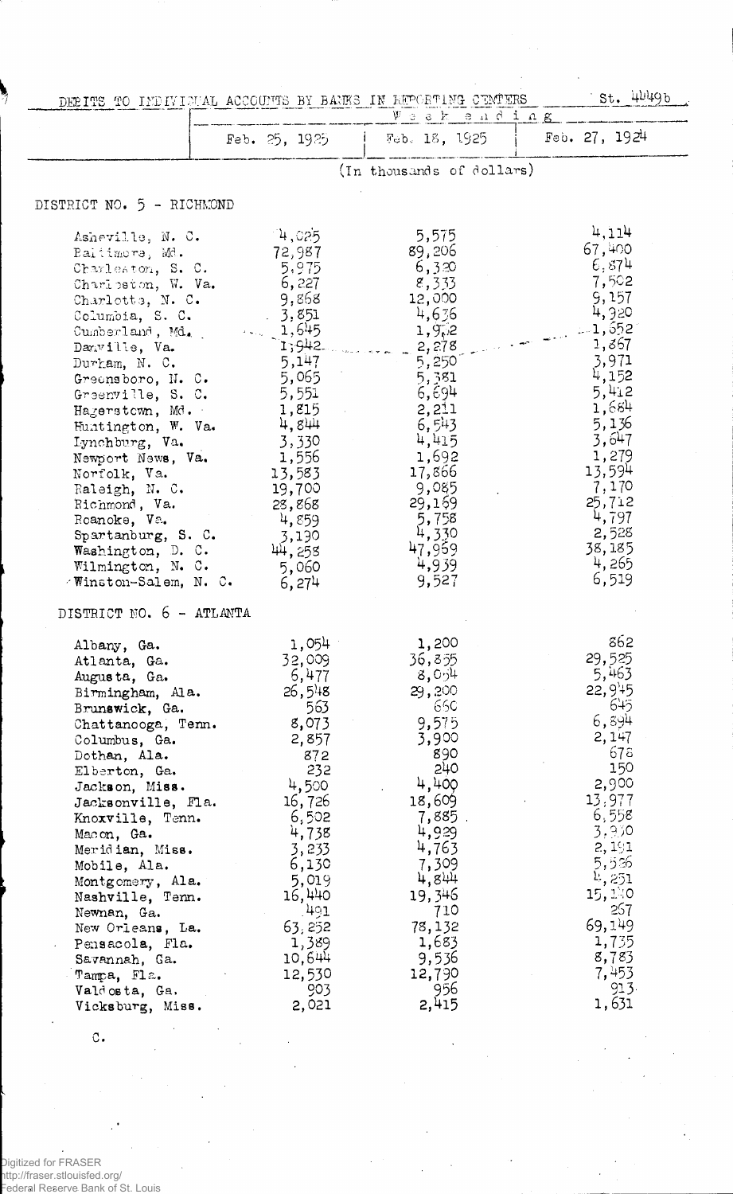DEBITS TO INDIVIDUAL ACCOUNTS BY BANKS IN REPORTING CENTERS St. 4449b

| | Week ending | | |
|---|---|---|---|
| | Feb. 25, 1925 | Feb. 18, 1925 | Feb. 27, 1924 |
| | (In thousands of dollars) | | |
| **DISTRICT NO. 5 - RICHMOND** | | | |
| Asheville, N. C. | 4,025 | 5,575 | 4,114 |
| Baltimore, Md. | 72,987 | 89,206 | 67,400 |
| Charleston, S. C. | 5,975 | 6,320 | 6,874 |
| Charleston, W. Va. | 6,227 | 8,333 | 7,502 |
| Charlotte, N. C. | 9,868 | 12,000 | 9,157 |
| Columbia, S. C. | 3,851 | 4,636 | 4,920 |
| Cumberland, Md. | 1,645 | 1,972 | 1,652 |
| Danville, Va. | 1,942 | 2,278 | 1,867 |
| Durham, N. C. | 5,147 | 5,250 | 3,971 |
| Greensboro, N. C. | 5,065 | 5,381 | 4,152 |
| Greenville, S. C. | 5,551 | 6,694 | 5,412 |
| Hagerstown, Md. | 1,815 | 2,211 | 1,684 |
| Huntington, W. Va. | 4,844 | 6,543 | 5,136 |
| Lynchburg, Va. | 3,330 | 4,415 | 3,647 |
| Newport News, Va. | 1,556 | 1,692 | 1,279 |
| Norfolk, Va. | 13,583 | 17,866 | 13,594 |
| Raleigh, N. C. | 19,700 | 9,085 | 7,170 |
| Richmond, Va. | 28,868 | 29,169 | 25,712 |
| Roanoke, Va. | 4,859 | 5,758 | 4,797 |
| Spartanburg, S. C. | 3,190 | 4,330 | 2,528 |
| Washington, D. C. | 44,258 | 47,969 | 38,185 |
| Wilmington, N. C. | 5,060 | 4,939 | 4,265 |
| Winston-Salem, N. C. | 6,274 | 9,527 | 6,519 |
| **DISTRICT NO. 6 - ATLANTA** | | | |
| Albany, Ga. | 1,054 | 1,200 | 862 |
| Atlanta, Ga. | 32,009 | 36,855 | 29,525 |
| Augusta, Ga. | 6,477 | 8,054 | 5,463 |
| Birmingham, Ala. | 26,548 | 29,200 | 22,945 |
| Brunswick, Ga. | 563 | 660 | 645 |
| Chattanooga, Tenn. | 8,073 | 9,575 | 6,894 |
| Columbus, Ga. | 2,857 | 3,900 | 2,147 |
| Dothan, Ala. | 872 | 890 | 678 |
| Elberton, Ga. | 232 | 240 | 150 |
| Jackson, Miss. | 4,500 | 4,400 | 2,900 |
| Jacksonville, Fla. | 16,726 | 18,609 | 13,977 |
| Knoxville, Tenn. | 6,502 | 7,885 | 6,558 |
| Macon, Ga. | 4,738 | 4,929 | 3,930 |
| Meridian, Miss. | 3,233 | 4,763 | 2,191 |
| Mobile, Ala. | 6,130 | 7,309 | 5,536 |
| Montgomery, Ala. | 5,019 | 4,844 | 4,251 |
| Nashville, Tenn. | 16,440 | 19,346 | 15,130 |
| Newnan, Ga. | 491 | 710 | 267 |
| New Orleans, La. | 63,252 | 78,132 | 69,149 |
| Pensacola, Fla. | 1,389 | 1,683 | 1,735 |
| Savannah, Ga. | 10,644 | 9,536 | 8,783 |
| Tampa, Fla. | 12,530 | 12,790 | 7,453 |
| Valdosta, Ga. | 903 | 956 | 913 |
| Vicksburg, Miss. | 2,021 | 2,415 | 1,631 |

C.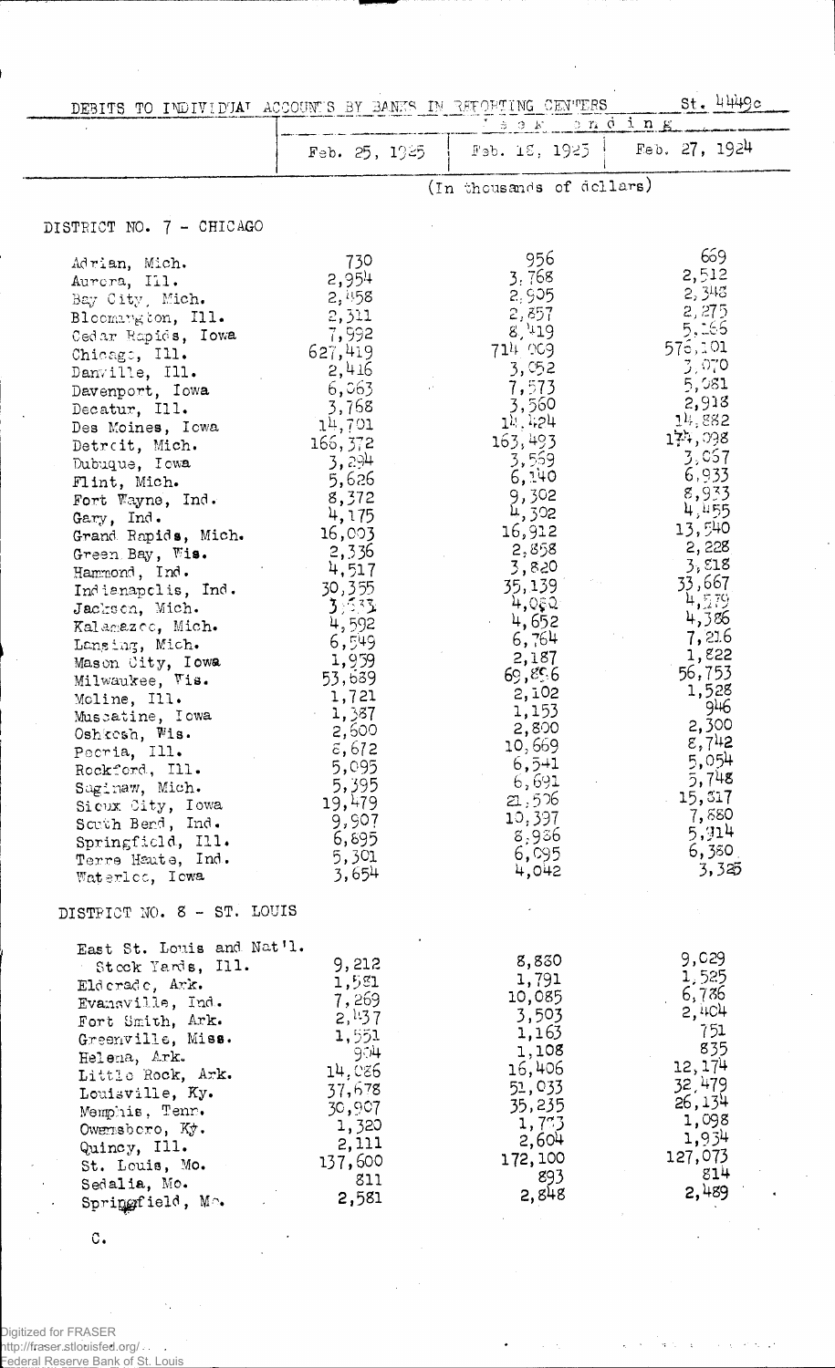DEBITS TO INDIVIDUAL ACCOUNTS BY BANKS IN REPORTING CENTERS St. 4449c

| | Week ending | | |
|---|---|---|---|
| | Feb. 25, 1925 | Feb. 18, 1925 | Feb. 27, 1924 |
| | (In thousands of dollars) | | |
| **DISTRICT NO. 7 - CHICAGO** | | | |
| Adrian, Mich. | 730 | 956 | 669 |
| Aurora, Ill. | 2,954 | 3,768 | 2,512 |
| Bay City, Mich. | 2,458 | 2,905 | 2,348 |
| Bloomington, Ill. | 2,311 | 2,857 | 2,275 |
| Cedar Rapids, Iowa | 7,992 | 8,419 | 5,166 |
| Chicago, Ill. | 627,419 | 714,009 | 576,101 |
| Danville, Ill. | 2,416 | 3,052 | 3,070 |
| Davenport, Iowa | 6,063 | 7,573 | 5,081 |
| Decatur, Ill. | 3,768 | 3,560 | 2,918 |
| Des Moines, Iowa | 14,701 | 14,424 | 14,882 |
| Detroit, Mich. | 166,372 | 163,493 | 174,098 |
| Dubuque, Iowa | 3,294 | 3,569 | 3,067 |
| Flint, Mich. | 5,626 | 6,140 | 6,933 |
| Fort Wayne, Ind. | 8,372 | 9,302 | 8,933 |
| Gary, Ind. | 4,175 | 4,302 | 4,455 |
| Grand Rapids, Mich. | 16,003 | 16,912 | 13,540 |
| Green Bay, Wis. | 2,336 | 2,858 | 2,228 |
| Hammond, Ind. | 4,517 | 3,820 | 3,818 |
| Indianapolis, Ind. | 30,355 | 35,139 | 33,667 |
| Jackson, Mich. | 3,533 | 4,080 | 4,579 |
| Kalamazoo, Mich. | 4,592 | 4,652 | 4,386 |
| Lansing, Mich. | 6,549 | 6,764 | 7,216 |
| Mason City, Iowa | 1,959 | 2,187 | 1,822 |
| Milwaukee, Wis. | 53,689 | 69,896 | 56,753 |
| Moline, Ill. | 1,721 | 2,102 | 1,528 |
| Muscatine, Iowa | 1,387 | 1,153 | 946 |
| Oshkosh, Wis. | 2,600 | 2,800 | 2,300 |
| Peoria, Ill. | 8,672 | 10,669 | 8,742 |
| Rockford, Ill. | 5,095 | 6,541 | 5,054 |
| Saginaw, Mich. | 5,395 | 6,691 | 5,748 |
| Sioux City, Iowa | 19,479 | 21,576 | 15,317 |
| South Bend, Ind. | 9,907 | 10,397 | 7,880 |
| Springfield, Ill. | 6,895 | 8,936 | 5,914 |
| Terre Haute, Ind. | 5,301 | 6,095 | 6,380 |
| Waterloo, Iowa | 3,654 | 4,042 | 3,325 |
| **DISTRICT NO. 8 - ST. LOUIS** | | | |
| East St. Louis and Nat'l. Stock Yards, Ill. | 9,212 | 8,880 | 9,029 |
| Eldorado, Ark. | 1,581 | 1,791 | 1,525 |
| Evansville, Ind. | 7,269 | 10,085 | 6,786 |
| Fort Smith, Ark. | 2,437 | 3,503 | 2,404 |
| Greenville, Miss. | 1,551 | 1,163 | 751 |
| Helena, Ark. | 904 | 1,108 | 835 |
| Little Rock, Ark. | 14,086 | 16,406 | 12,174 |
| Louisville, Ky. | 37,678 | 51,033 | 32,479 |
| Memphis, Tenn. | 30,907 | 35,235 | 26,134 |
| Owensboro, Ky. | 1,320 | 1,773 | 1,098 |
| Quincy, Ill. | 2,111 | 2,604 | 1,934 |
| St. Louis, Mo. | 137,600 | 172,100 | 127,073 |
| Sedalia, Mo. | 811 | 893 | 814 |
| Springfield, Mo. | 2,581 | 2,848 | 2,489 |

C.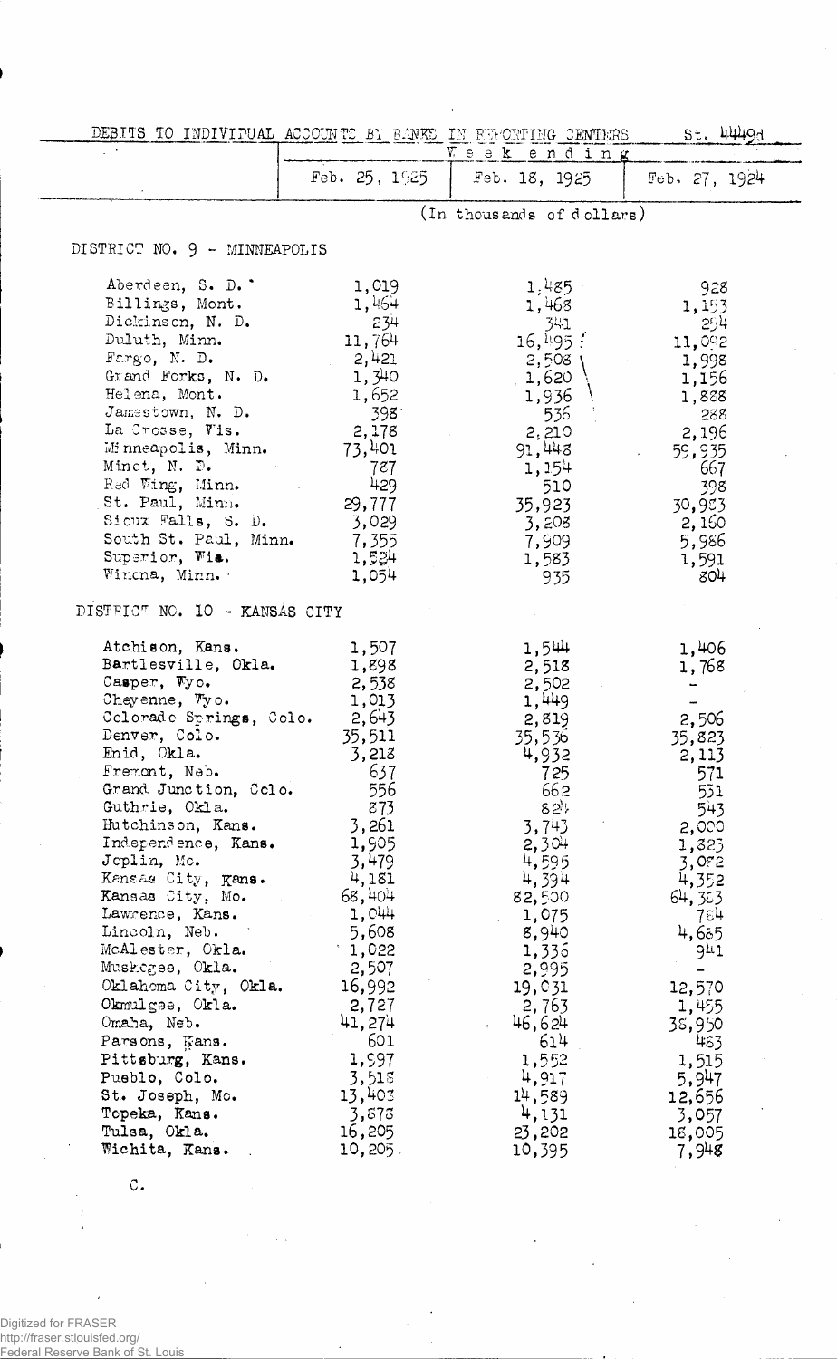DEBITS TO INDIVIDUAL ACCOUNTS BY BANKS IN REPORTING CENTERS St. 4449d

| | Week ending | | |
|---|---|---|---|
| | Feb. 25, 1925 | Feb. 18, 1925 | Feb. 27, 1924 |
| | (In thousands of dollars) | | |
| **DISTRICT NO. 9 - MINNEAPOLIS** | | | |
| Aberdeen, S. D. | 1,019 | 1,485 | 928 |
| Billings, Mont. | 1,464 | 1,468 | 1,153 |
| Dickinson, N. D. | 234 | 341 | 254 |
| Duluth, Minn. | 11,764 | 16,495 | 11,092 |
| Fargo, N. D. | 2,421 | 2,508 | 1,998 |
| Grand Forks, N. D. | 1,340 | 1,620 | 1,156 |
| Helena, Mont. | 1,652 | 1,936 | 1,888 |
| Jamestown, N. D. | 398 | 536 | 288 |
| La Crosse, Wis. | 2,178 | 2,210 | 2,196 |
| Minneapolis, Minn. | 73,401 | 91,448 | 59,935 |
| Minot, N. D. | 787 | 1,154 | 667 |
| Red Wing, Minn. | 429 | 510 | 398 |
| St. Paul, Minn. | 29,777 | 35,923 | 30,983 |
| Sioux Falls, S. D. | 3,029 | 3,208 | 2,160 |
| South St. Paul, Minn. | 7,355 | 7,909 | 5,986 |
| Superior, Wis. | 1,524 | 1,583 | 1,591 |
| Winona, Minn. | 1,054 | 935 | 804 |
| **DISTRICT NO. 10 - KANSAS CITY** | | | |
| Atchison, Kans. | 1,507 | 1,544 | 1,406 |
| Bartlesville, Okla. | 1,898 | 2,518 | 1,768 |
| Casper, Wyo. | 2,538 | 2,502 | - |
| Cheyenne, Wyo. | 1,013 | 1,449 | - |
| Colorado Springs, Colo. | 2,643 | 2,819 | 2,506 |
| Denver, Colo. | 35,511 | 35,536 | 35,823 |
| Enid, Okla. | 3,218 | 4,932 | 2,113 |
| Fremont, Neb. | 637 | 725 | 571 |
| Grand Junction, Colo. | 556 | 662 | 531 |
| Guthrie, Okla. | 873 | 824 | 543 |
| Hutchinson, Kans. | 3,261 | 3,743 | 2,000 |
| Independence, Kans. | 1,905 | 2,304 | 1,323 |
| Joplin, Mo. | 3,479 | 4,595 | 3,082 |
| Kansas City, Kans. | 4,181 | 4,394 | 4,352 |
| Kansas City, Mo. | 68,404 | 82,500 | 64,303 |
| Lawrence, Kans. | 1,044 | 1,075 | 784 |
| Lincoln, Neb. | 5,608 | 8,940 | 4,685 |
| McAlester, Okla. | 1,022 | 1,336 | 941 |
| Muskogee, Okla. | 2,507 | 2,995 | - |
| Oklahoma City, Okla. | 16,992 | 19,031 | 12,570 |
| Okmulgee, Okla. | 2,727 | 2,763 | 1,455 |
| Omaha, Neb. | 41,274 | 46,624 | 38,950 |
| Parsons, Kans. | 601 | 614 | 483 |
| Pittsburg, Kans. | 1,597 | 1,552 | 1,515 |
| Pueblo, Colo. | 3,518 | 4,917 | 5,947 |
| St. Joseph, Mo. | 13,403 | 14,589 | 12,656 |
| Topeka, Kans. | 3,878 | 4,131 | 3,057 |
| Tulsa, Okla. | 16,205 | 23,202 | 18,005 |
| Wichita, Kans. | 10,205 | 10,395 | 7,948 |

C.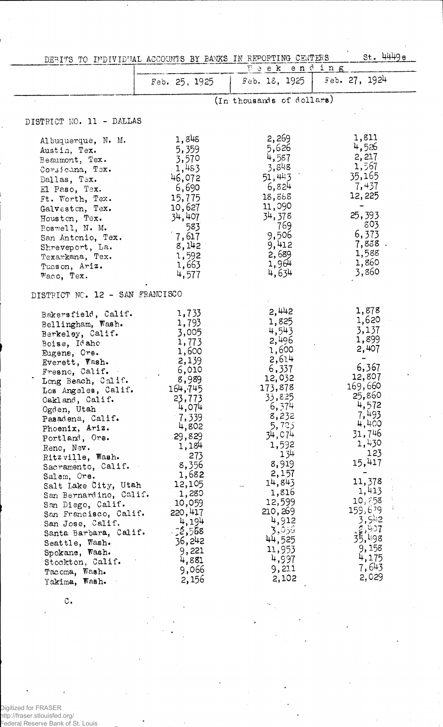DEBITS TO INDIVIDUAL ACCOUNTS BY BANKS IN REPORTING CENTERS St. 4449e

| | Week ending | | |
|---|---|---|---|
| | Feb. 25, 1925 | Feb. 18, 1925 | Feb. 27, 1924 |
| | (In thousands of dollars) | | |
| **DISTRICT NO. 11 - DALLAS** | | | |
| Albuquerque, N. M. | 1,848 | 2,269 | 1,811 |
| Austin, Tex. | 5,359 | 5,626 | 4,526 |
| Beaumont, Tex. | 3,570 | 4,587 | 2,217 |
| Corsicana, Tex. | 1,483 | 3,848 | 1,567 |
| Dallas, Tex. | 46,072 | 51,443 | 35,165 |
| El Paso, Tex. | 6,690 | 6,824 | 7,437 |
| Ft. Worth, Tex. | 15,775 | 18,868 | 12,225 |
| Galveston, Tex. | 10,627 | 11,090 | - |
| Houston, Tex. | 34,407 | 34,378 | 25,393 |
| Roswell, N. M. | 583 | 769 | 803 |
| San Antonio, Tex. | 7,617 | 9,506 | 6,373 |
| Shreveport, La. | 8,142 | 9,412 | 7,888 |
| Texarkana, Tex. | 1,592 | 2,689 | 1,588 |
| Tucson, Ariz. | 1,663 | 1,964 | 1,860 |
| Waco, Tex. | 4,577 | 4,634 | 3,860 |
| **DISTRICT NO. 12 - SAN FRANCISCO** | | | |
| Bakersfield, Calif. | 1,733 | 2,442 | 1,878 |
| Bellingham, Wash. | 1,793 | 1,825 | 1,620 |
| Berkeley, Calif. | 3,005 | 4,543 | 3,137 |
| Boise, Idaho | 1,773 | 2,496 | 1,899 |
| Eugene, Ore. | 1,600 | 1,600 | 2,407 |
| Everett, Wash. | 2,139 | 2,614 | - |
| Fresno, Calif. | 6,010 | 6,337 | 6,367 |
| Long Beach, Calif. | 8,989 | 12,032 | 12,807 |
| Los Angeles, Calif. | 164,745 | 173,878 | 169,660 |
| Oakland, Calif. | 23,773 | 33,825 | 25,860 |
| Ogden, Utah | 4,074 | 6,374 | 4,572 |
| Pasadena, Calif. | 7,339 | 8,232 | 7,493 |
| Phoenix, Ariz. | 4,802 | 5,725 | 4,400 |
| Portland, Ore. | 29,829 | 34,074 | 31,746 |
| Reno, Nev. | 1,184 | 1,592 | 1,430 |
| Ritzville, Wash. | 273 | 134 | 123 |
| Sacramento, Calif. | 8,356 | 8,919 | 15,417 |
| Salem, Ore. | 1,682 | 2,157 | - |
| Salt Lake City, Utah | 12,105 | 14,843 | 11,378 |
| San Bernardino, Calif. | 1,280 | 1,816 | 1,413 |
| San Diego, Calif. | 10,059 | 12,599 | 10,858 |
| San Francisco, Calif. | 220,417 | 210,269 | 159,679 |
| San Jose, Calif. | 4,194 | 4,912 | 3,942 |
| Santa Barbara, Calif. | 2,568 | 3,536 | 2,907 |
| Seattle, Wash. | 36,242 | 44,525 | 35,498 |
| Spokane, Wash. | 9,221 | 11,953 | 9,158 |
| Stockton, Calif. | 4,881 | 4,997 | 4,175 |
| Tacoma, Wash. | 9,066 | 9,211 | 7,643 |
| Yakima, Wash. | 2,156 | 2,102 | 2,029 |

C.

Digitized for FRASER
http://fraser.stlouisfed.org/
Federal Reserve Bank of St. Louis